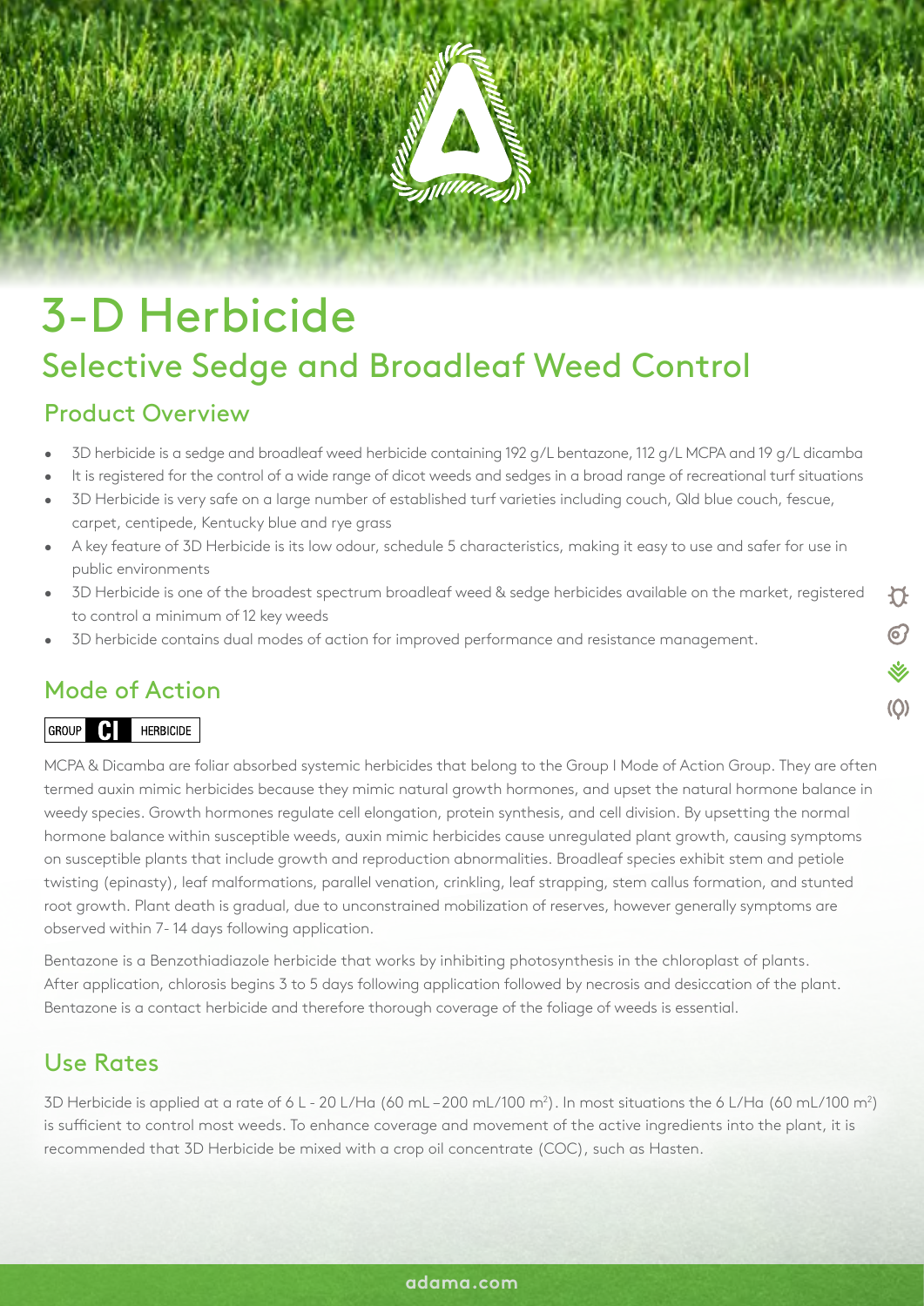# 3-D Herbicide

## Selective Sedge and Broadleaf Weed Control

### Product Overview

- 3D herbicide is a sedge and broadleaf weed herbicide containing 192 g/L bentazone, 112 g/L MCPA and 19 g/L dicamba
- It is registered for the control of a wide range of dicot weeds and sedges in a broad range of recreational turf situations
- 3D Herbicide is very safe on a large number of established turf varieties including couch, Qld blue couch, fescue, carpet, centipede, Kentucky blue and rye grass
- A key feature of 3D Herbicide is its low odour, schedule 5 characteristics, making it easy to use and safer for use in public environments
- 3D Herbicide is one of the broadest spectrum broadleaf weed & sedge herbicides available on the market, registered to control a minimum of 12 key weeds
- 3D herbicide contains dual modes of action for improved performance and resistance management.

### Mode of Action

GROUP **CI** HERBICIDE

MCPA & Dicamba are foliar absorbed systemic herbicides that belong to the Group I Mode of Action Group. They are often termed auxin mimic herbicides because they mimic natural growth hormones, and upset the natural hormone balance in weedy species. Growth hormones regulate cell elongation, protein synthesis, and cell division. By upsetting the normal hormone balance within susceptible weeds, auxin mimic herbicides cause unregulated plant growth, causing symptoms on susceptible plants that include growth and reproduction abnormalities. Broadleaf species exhibit stem and petiole twisting (epinasty), leaf malformations, parallel venation, crinkling, leaf strapping, stem callus formation, and stunted root growth. Plant death is gradual, due to unconstrained mobilization of reserves, however generally symptoms are observed within 7- 14 days following application.

Bentazone is a Benzothiadiazole herbicide that works by inhibiting photosynthesis in the chloroplast of plants. After application, chlorosis begins 3 to 5 days following application followed by necrosis and desiccation of the plant. Bentazone is a contact herbicide and therefore thorough coverage of the foliage of weeds is essential.

### Use Rates

3D Herbicide is applied at a rate of 6 L - 20 L/Ha (60 mL – 200 mL/100 $m^2$). In most situations the 6 L/Ha (60 mL/100 $m^2$) is sufficient to control most weeds. To enhance coverage and movement of the active ingredients into the plant, it is recommended that 3D Herbicide be mixed with a crop oil concentrate (COC), such as Hasten.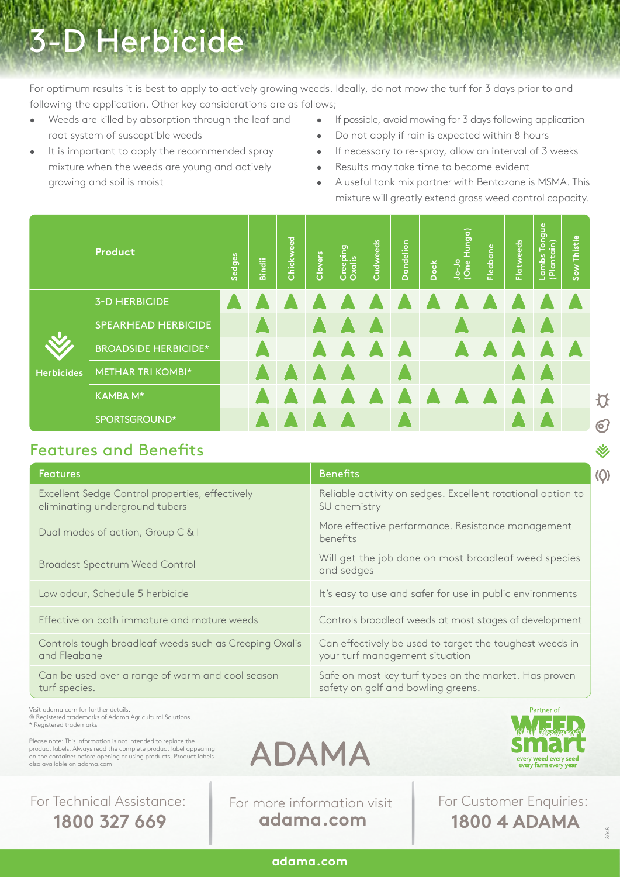# 3-D Herbicide

For optimum results it is best to apply to actively growing weeds. Ideally, do not mow the turf for 3 days prior to and following the application. Other key considerations are as follows;

- Weeds are killed by absorption through the leaf and root system of susceptible weeds
- It is important to apply the recommended spray mixture when the weeds are young and actively growing and soil is moist
- If possible, avoid mowing for 3 days following application
- Do not apply if rain is expected within 8 hours
- If necessary to re-spray, allow an interval of 3 weeks
- Results may take time to become evident
- A useful tank mix partner with Bentazone is MSMA. This mixture will greatly extend grass weed control capacity.

| | Product | Sedges | Bindii | Chickweed | Clovers | Creeping Oxalis | Cudweeds | Dandelion | Dock | Jo-Jo (One Hunga) | Fleabane | Flatweeds | Lambs Tongue (Plantain) | Sow Thistle |
|---|---|---|---|---|---|---|---|---|---|---|---|---|---|---|
| Herbicides | 3-D HERBICIDE | ▲ | ▲ | ▲ | ▲ | ▲ | ▲ | ▲ | ▲ | ▲ | ▲ | ▲ | ▲ | ▲ |
| | SPEARHEAD HERBICIDE | | ▲ | | ▲ | ▲ | ▲ | | | ▲ | | ▲ | ▲ | |
| | BROADSIDE HERBICIDE* | | ▲ | | ▲ | ▲ | ▲ | ▲ | | ▲ | ▲ | ▲ | ▲ | ▲ |
| | METHAR TRI KOMBI* | | ▲ | ▲ | ▲ | ▲ | | ▲ | | | | ▲ | ▲ | |
| | KAMBA M* | | ▲ | ▲ | ▲ | ▲ | ▲ | ▲ | ▲ | ▲ | ▲ | ▲ | ▲ | |
| | SPORTSGROUND* | | ▲ | ▲ | ▲ | ▲ | | ▲ | | | | ▲ | ▲ | |

## Features and Benefits

| Features | Benefits |
|---|---|
| Excellent Sedge Control properties, effectively eliminating underground tubers | Reliable activity on sedges. Excellent rotational option to SU chemistry |
| Dual modes of action, Group C & I | More effective performance. Resistance management benefits |
| Broadest Spectrum Weed Control | Will get the job done on most broadleaf weed species and sedges |
| Low odour, Schedule 5 herbicide | It's easy to use and safer for use in public environments |
| Effective on both immature and mature weeds | Controls broadleaf weeds at most stages of development |
| Controls tough broadleaf weeds such as Creeping Oxalis and Fleabane | Can effectively be used to target the toughest weeds in your turf management situation |
| Can be used over a range of warm and cool season turf species. | Safe on most key turf types on the market. Has proven safety on golf and bowling greens. |

Visit adama.com for further details.
® Registered trademarks of Adama Agricultural Solutions.
* Registered trademarks

Please note: This information is not intended to replace the product labels. Always read the complete product label appearing on the container before opening or using products. Product labels also available on adama.com

ADAMA

Partner of WEED smart — every weed every seed every farm every year

For Technical Assistance: **1800 327 669**

For more information visit **adama.com**

For Customer Enquiries: **1800 4 ADAMA**

adama.com